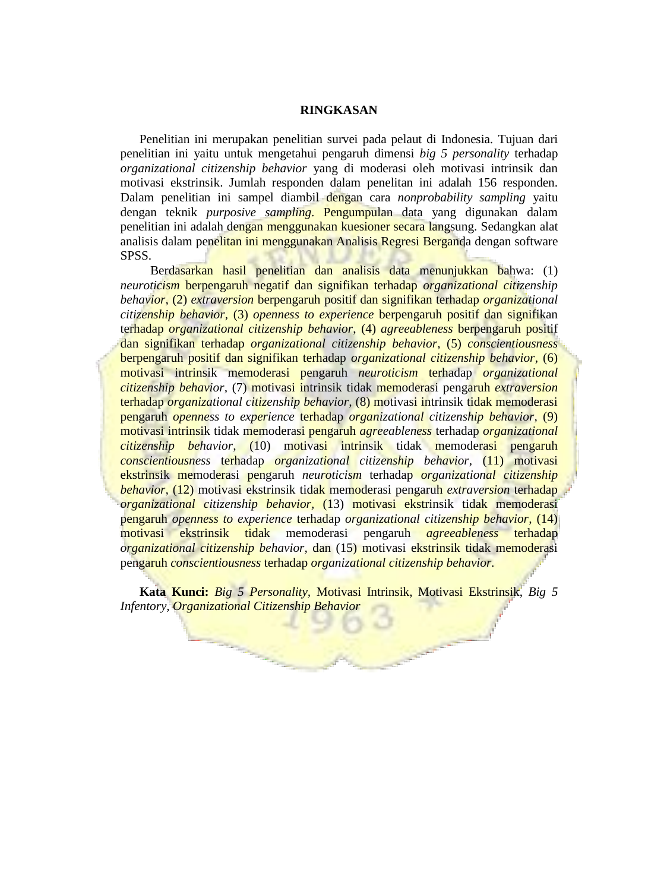# RINGKASAN

Penelitian ini merupakan penelitian survei pada pelaut di Indonesia. Tujuan dari penelitian ini yaitu untuk mengetahui pengaruh dimensi *big 5 personality* terhadap *organizational citizenship behavior* yang di moderasi oleh motivasi intrinsik dan motivasi ekstrinsik. Jumlah responden dalam penelitan ini adalah 156 responden. Dalam penelitian ini sampel diambil dengan cara *nonprobability sampling* yaitu dengan teknik *purposive sampling*. Pengumpulan data yang digunakan dalam penelitian ini adalah dengan menggunakan kuesioner secara langsung. Sedangkan alat analisis dalam penelitan ini menggunakan Analisis Regresi Berganda dengan software SPSS.

Berdasarkan hasil penelitian dan analisis data menunjukkan bahwa: (1) *neuroticism* berpengaruh negatif dan signifikan terhadap *organizational citizenship behavior*, (2) *extraversion* berpengaruh positif dan signifikan terhadap *organizational citizenship behavior*, (3) *openness to experience* berpengaruh positif dan signifikan terhadap *organizational citizenship behavior*, (4) *agreeableness* berpengaruh positif dan signifikan terhadap *organizational citizenship behavior*, (5) *conscientiousness* berpengaruh positif dan signifikan terhadap *organizational citizenship behavior*, (6) motivasi intrinsik memoderasi pengaruh *neuroticism* terhadap *organizational citizenship behavior*, (7) motivasi intrinsik tidak memoderasi pengaruh *extraversion* terhadap *organizational citizenship behavior*, (8) motivasi intrinsik tidak memoderasi pengaruh *openness to experience* terhadap *organizational citizenship behavior*, (9) motivasi intrinsik tidak memoderasi pengaruh *agreeableness* terhadap *organizational citizenship behavior*, (10) motivasi intrinsik tidak memoderasi pengaruh *conscientiousness* terhadap *organizational citizenship behavior*, (11) motivasi ekstrinsik memoderasi pengaruh *neuroticism* terhadap *organizational citizenship behavior*, (12) motivasi ekstrinsik tidak memoderasi pengaruh *extraversion* terhadap *organizational citizenship behavior*, (13) motivasi ekstrinsik tidak memoderasi pengaruh *openness to experience* terhadap *organizational citizenship behavior*, (14) motivasi ekstrinsik tidak memoderasi pengaruh *agreeableness* terhadap *organizational citizenship behavior*, dan (15) motivasi ekstrinsik tidak memoderasi pengaruh *conscientiousness* terhadap *organizational citizenship behavior*.

**Kata Kunci:** *Big 5 Personality*, Motivasi Intrinsik, Motivasi Ekstrinsik, *Big 5 Infentory*, *Organizational Citizenship Behavior*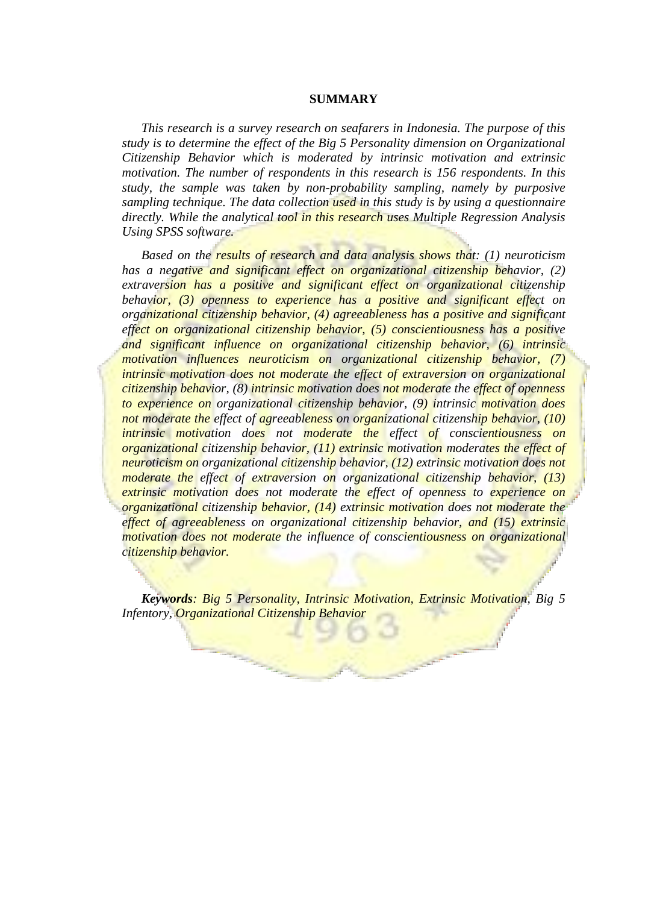# SUMMARY

*This research is a survey research on seafarers in Indonesia. The purpose of this study is to determine the effect of the Big 5 Personality dimension on Organizational Citizenship Behavior which is moderated by intrinsic motivation and extrinsic motivation. The number of respondents in this research is 156 respondents. In this study, the sample was taken by non-probability sampling, namely by purposive sampling technique. The data collection used in this study is by using a questionnaire directly. While the analytical tool in this research uses Multiple Regression Analysis Using SPSS software.*

*Based on the results of research and data analysis shows that: (1) neuroticism has a negative and significant effect on organizational citizenship behavior, (2) extraversion has a positive and significant effect on organizational citizenship behavior, (3) openness to experience has a positive and significant effect on organizational citizenship behavior, (4) agreeableness has a positive and significant effect on organizational citizenship behavior, (5) conscientiousness has a positive and significant influence on organizational citizenship behavior, (6) intrinsic motivation influences neuroticism on organizational citizenship behavior, (7) intrinsic motivation does not moderate the effect of extraversion on organizational citizenship behavior, (8) intrinsic motivation does not moderate the effect of openness to experience on organizational citizenship behavior, (9) intrinsic motivation does not moderate the effect of agreeableness on organizational citizenship behavior, (10) intrinsic motivation does not moderate the effect of conscientiousness on organizational citizenship behavior, (11) extrinsic motivation moderates the effect of neuroticism on organizational citizenship behavior, (12) extrinsic motivation does not moderate the effect of extraversion on organizational citizenship behavior, (13) extrinsic motivation does not moderate the effect of openness to experience on organizational citizenship behavior, (14) extrinsic motivation does not moderate the effect of agreeableness on organizational citizenship behavior, and (15) extrinsic motivation does not moderate the influence of conscientiousness on organizational citizenship behavior.*

***Keywords****: Big 5 Personality, Intrinsic Motivation, Extrinsic Motivation, Big 5 Infentory, Organizational Citizenship Behavior*